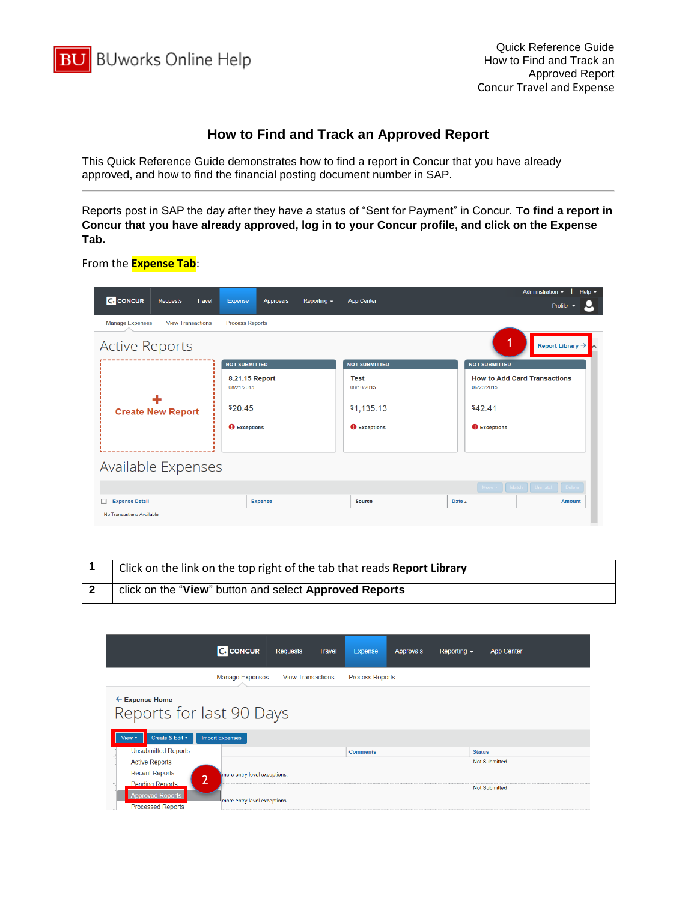# How to Find and Track an Approved Report

This Quick Reference Guide demonstrates how to find a report in Concur that you have already approved, and how to find the financial posting document number in SAP.

---

Reports post in SAP the day after they have a status of "Sent for Payment" in Concur. **To find a report in Concur that you have already approved, log in to your Concur profile, and click on the Expense Tab.**

From the **Expense Tab**:

| | |
|---|---|
| **1** | Click on the link on the top right of the tab that reads **Report Library** |
| **2** | click on the "**View**" button and select **Approved Reports** |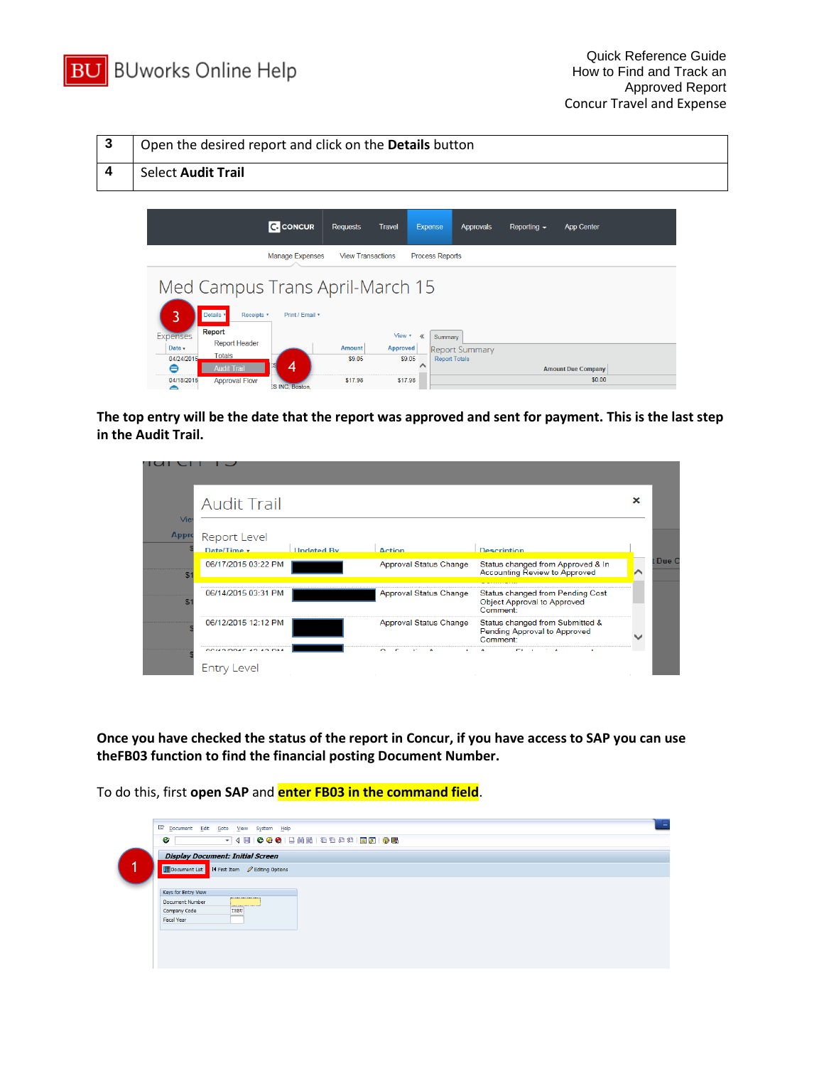| 3 | Open the desired report and click on the **Details** button |
|---|---|
| 4 | Select **Audit Trail** |

**The top entry will be the date that the report was approved and sent for payment. This is the last step in the Audit Trail.**

**Once you have checked the status of the report in Concur, if you have access to SAP you can use theFB03 function to find the financial posting Document Number.**

To do this, first **open SAP** and **enter FB03 in the command field**.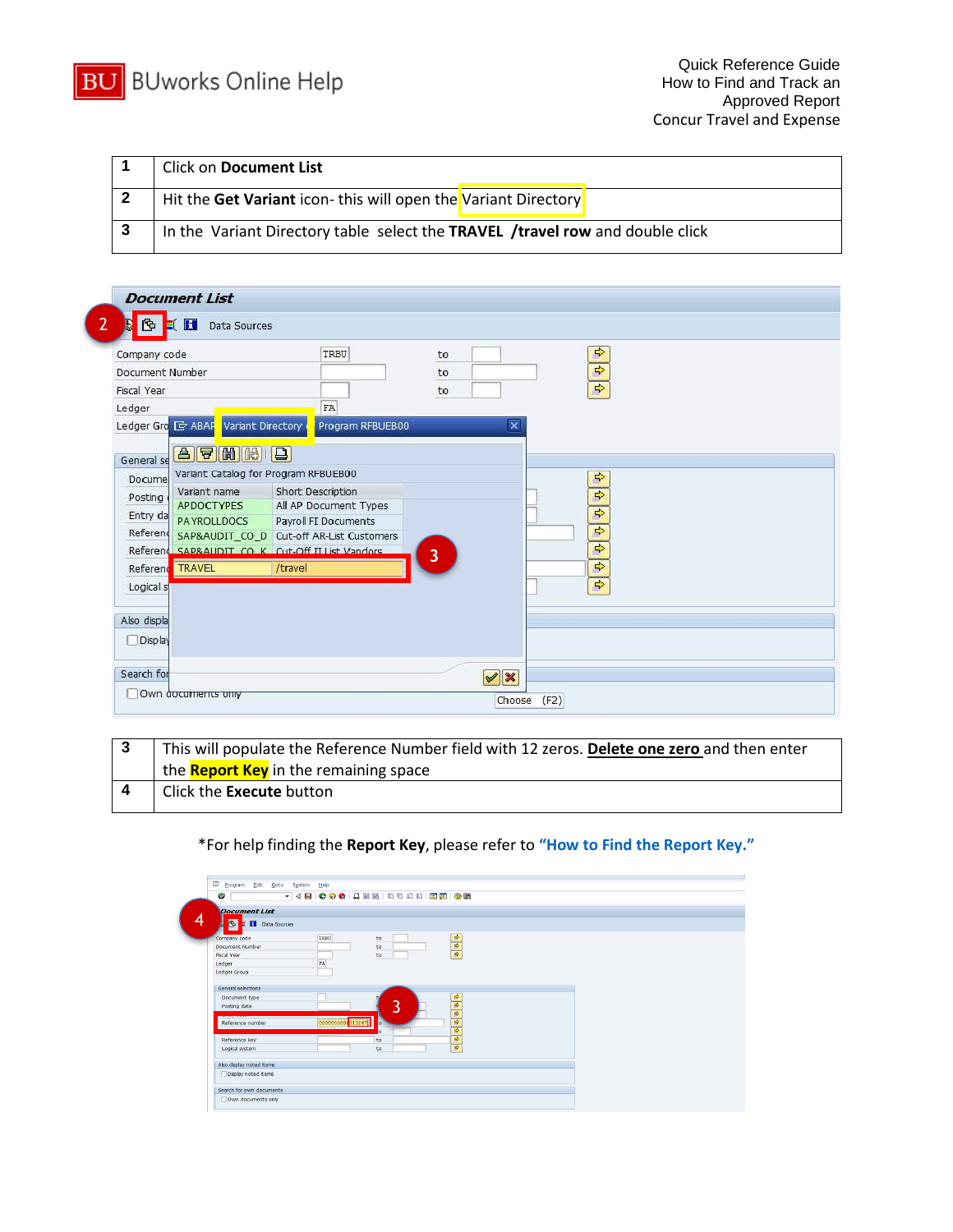| 1 | Click on **Document List** |
|---|---|
| 2 | Hit the **Get Variant** icon- this will open the Variant Directory |
| 3 | In the Variant Directory table select the **TRAVEL /travel row** and double click |

| 3 | This will populate the Reference Number field with 12 zeros. **Delete one zero** and then enter the **Report Key** in the remaining space |
|---|---|
| 4 | Click the **Execute** button |

*For help finding the **Report Key**, please refer to **"How to Find the Report Key."**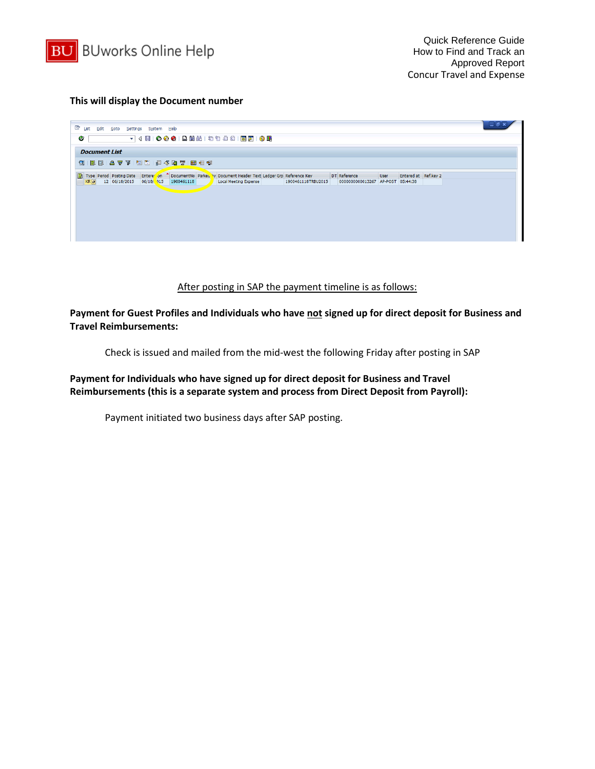**This will display the Document number**

<u>After posting in SAP the payment timeline is as follows:</u>

**Payment for Guest Profiles and Individuals who have <u>not</u> signed up for direct deposit for Business and Travel Reimbursements:**

Check is issued and mailed from the mid-west the following Friday after posting in SAP

**Payment for Individuals who have signed up for direct deposit for Business and Travel Reimbursements (this is a separate system and process from Direct Deposit from Payroll):**

Payment initiated two business days after SAP posting.